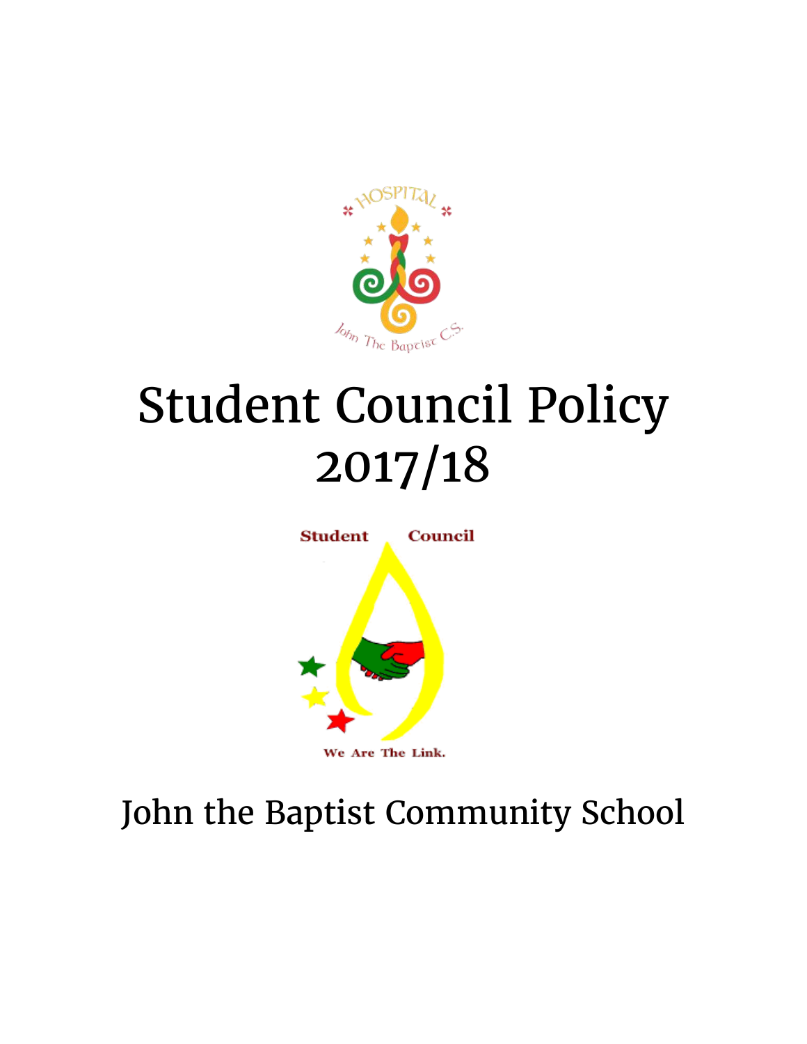# Student Council Policy 2017/18

John the Baptist Community School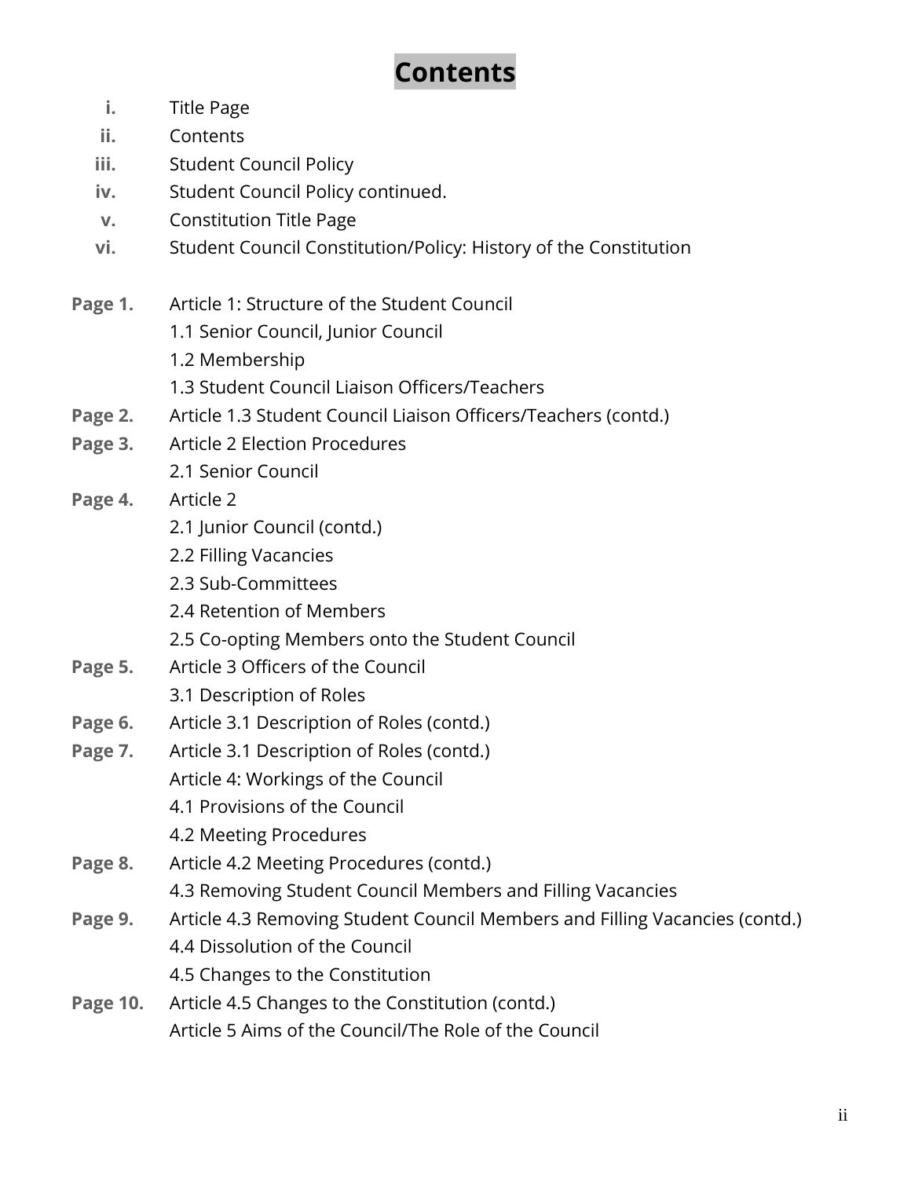# Contents

| | |
|---|---|
| **i.** | Title Page |
| **ii.** | Contents |
| **iii.** | Student Council Policy |
| **iv.** | Student Council Policy continued. |
| **v.** | Constitution Title Page |
| **vi.** | Student Council Constitution/Policy: History of the Constitution |
| | |
| **Page 1.** | Article 1: Structure of the Student Council |
| | 1.1 Senior Council, Junior Council |
| | 1.2 Membership |
| | 1.3 Student Council Liaison Officers/Teachers |
| **Page 2.** | Article 1.3 Student Council Liaison Officers/Teachers (contd.) |
| **Page 3.** | Article 2 Election Procedures |
| | 2.1 Senior Council |
| **Page 4.** | Article 2 |
| | 2.1 Junior Council (contd.) |
| | 2.2 Filling Vacancies |
| | 2.3 Sub-Committees |
| | 2.4 Retention of Members |
| | 2.5 Co-opting Members onto the Student Council |
| **Page 5.** | Article 3 Officers of the Council |
| | 3.1 Description of Roles |
| **Page 6.** | Article 3.1 Description of Roles (contd.) |
| **Page 7.** | Article 3.1 Description of Roles (contd.) |
| | Article 4: Workings of the Council |
| | 4.1 Provisions of the Council |
| | 4.2 Meeting Procedures |
| **Page 8.** | Article 4.2 Meeting Procedures (contd.) |
| | 4.3 Removing Student Council Members and Filling Vacancies |
| **Page 9.** | Article 4.3 Removing Student Council Members and Filling Vacancies (contd.) |
| | 4.4 Dissolution of the Council |
| | 4.5 Changes to the Constitution |
| **Page 10.** | Article 4.5 Changes to the Constitution (contd.) |
| | Article 5 Aims of the Council/The Role of the Council |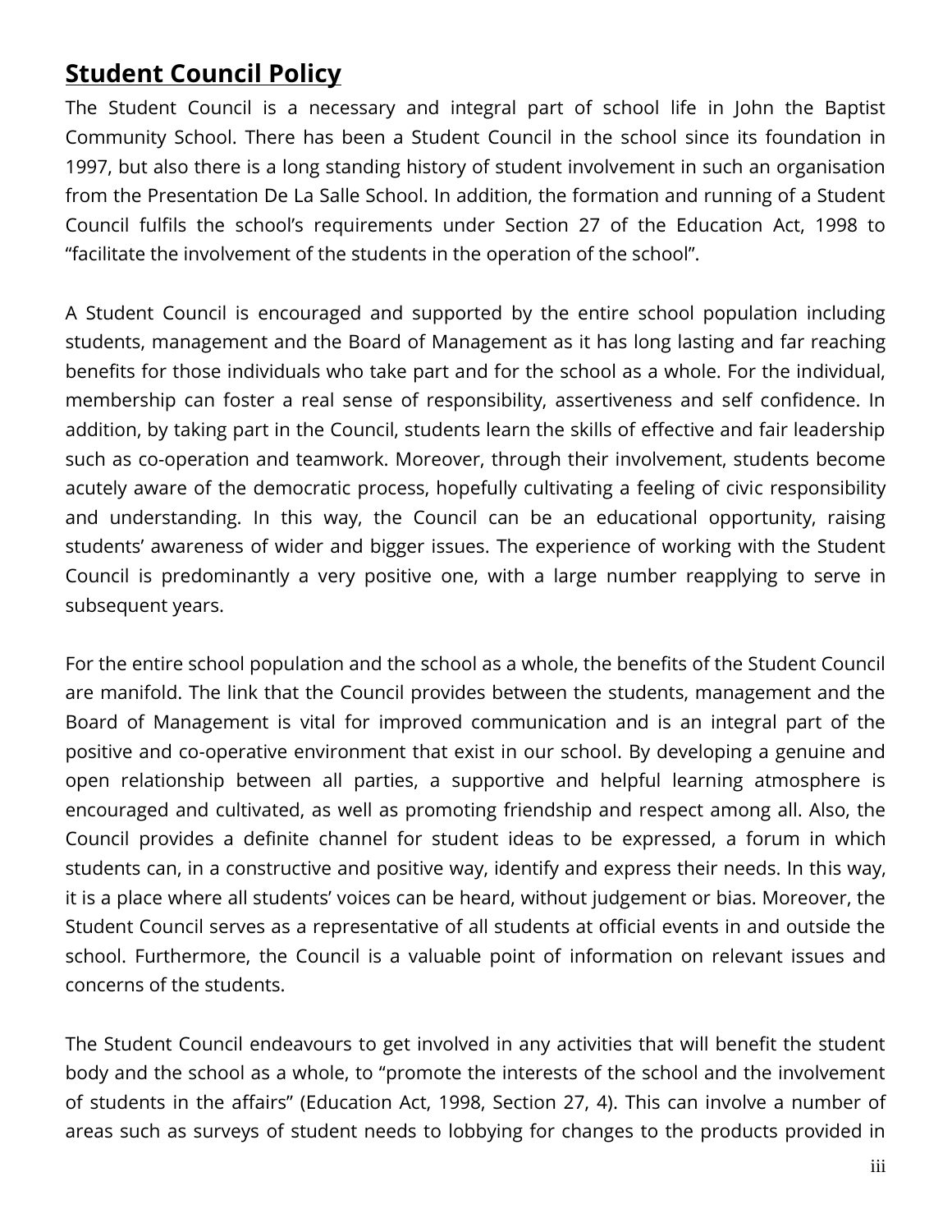## Student Council Policy

The Student Council is a necessary and integral part of school life in John the Baptist Community School. There has been a Student Council in the school since its foundation in 1997, but also there is a long standing history of student involvement in such an organisation from the Presentation De La Salle School. In addition, the formation and running of a Student Council fulfils the school's requirements under Section 27 of the Education Act, 1998 to "facilitate the involvement of the students in the operation of the school".

A Student Council is encouraged and supported by the entire school population including students, management and the Board of Management as it has long lasting and far reaching benefits for those individuals who take part and for the school as a whole. For the individual, membership can foster a real sense of responsibility, assertiveness and self confidence. In addition, by taking part in the Council, students learn the skills of effective and fair leadership such as co-operation and teamwork. Moreover, through their involvement, students become acutely aware of the democratic process, hopefully cultivating a feeling of civic responsibility and understanding. In this way, the Council can be an educational opportunity, raising students' awareness of wider and bigger issues. The experience of working with the Student Council is predominantly a very positive one, with a large number reapplying to serve in subsequent years.

For the entire school population and the school as a whole, the benefits of the Student Council are manifold. The link that the Council provides between the students, management and the Board of Management is vital for improved communication and is an integral part of the positive and co-operative environment that exist in our school. By developing a genuine and open relationship between all parties, a supportive and helpful learning atmosphere is encouraged and cultivated, as well as promoting friendship and respect among all. Also, the Council provides a definite channel for student ideas to be expressed, a forum in which students can, in a constructive and positive way, identify and express their needs. In this way, it is a place where all students' voices can be heard, without judgement or bias. Moreover, the Student Council serves as a representative of all students at official events in and outside the school. Furthermore, the Council is a valuable point of information on relevant issues and concerns of the students.

The Student Council endeavours to get involved in any activities that will benefit the student body and the school as a whole, to "promote the interests of the school and the involvement of students in the affairs" (Education Act, 1998, Section 27, 4). This can involve a number of areas such as surveys of student needs to lobbying for changes to the products provided in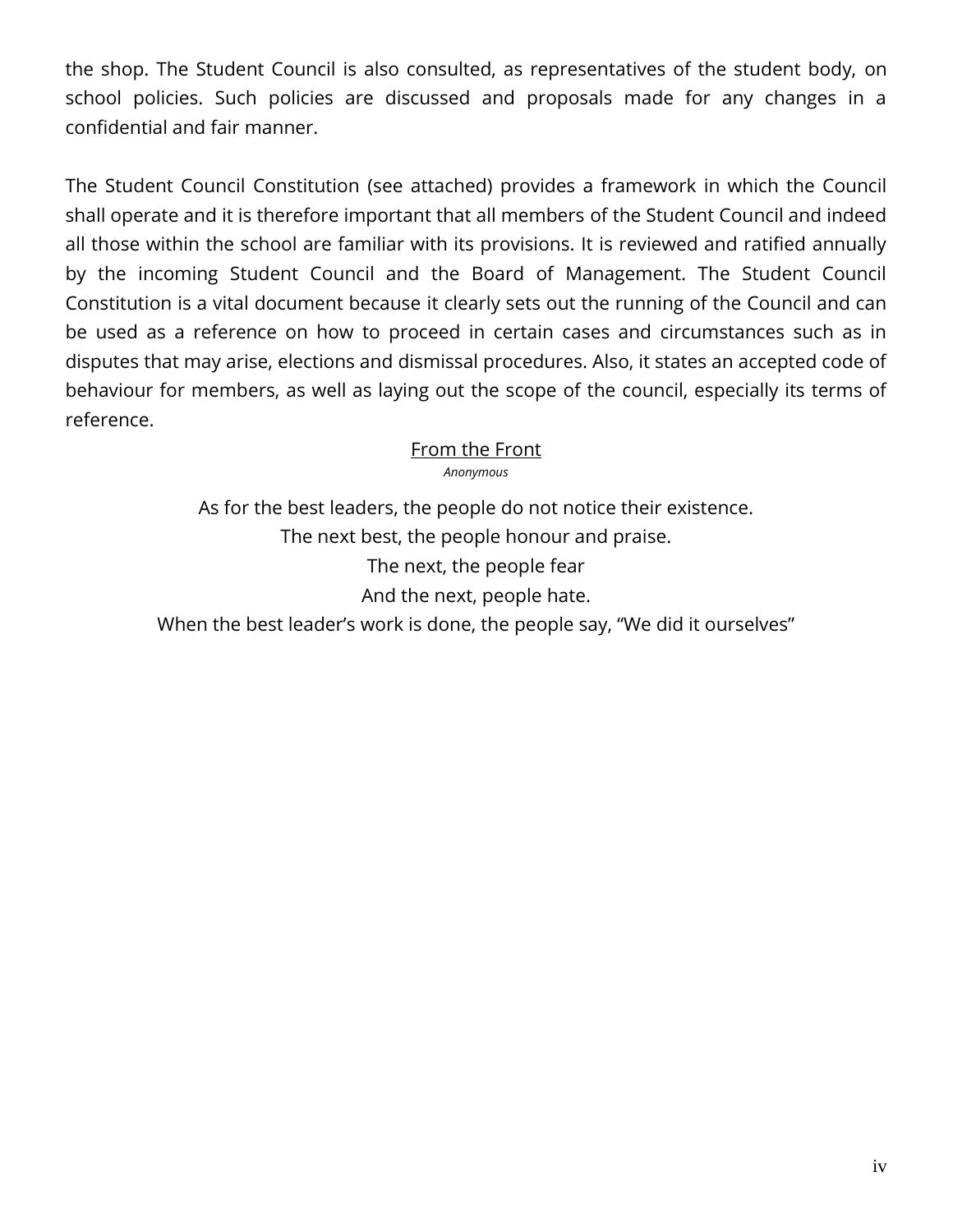the shop. The Student Council is also consulted, as representatives of the student body, on school policies. Such policies are discussed and proposals made for any changes in a confidential and fair manner.

The Student Council Constitution (see attached) provides a framework in which the Council shall operate and it is therefore important that all members of the Student Council and indeed all those within the school are familiar with its provisions. It is reviewed and ratified annually by the incoming Student Council and the Board of Management. The Student Council Constitution is a vital document because it clearly sets out the running of the Council and can be used as a reference on how to proceed in certain cases and circumstances such as in disputes that may arise, elections and dismissal procedures. Also, it states an accepted code of behaviour for members, as well as laying out the scope of the council, especially its terms of reference.

<u>From the Front</u>

*Anonymous*

As for the best leaders, the people do not notice their existence.  
The next best, the people honour and praise.  
The next, the people fear  
And the next, people hate.  
When the best leader's work is done, the people say, "We did it ourselves"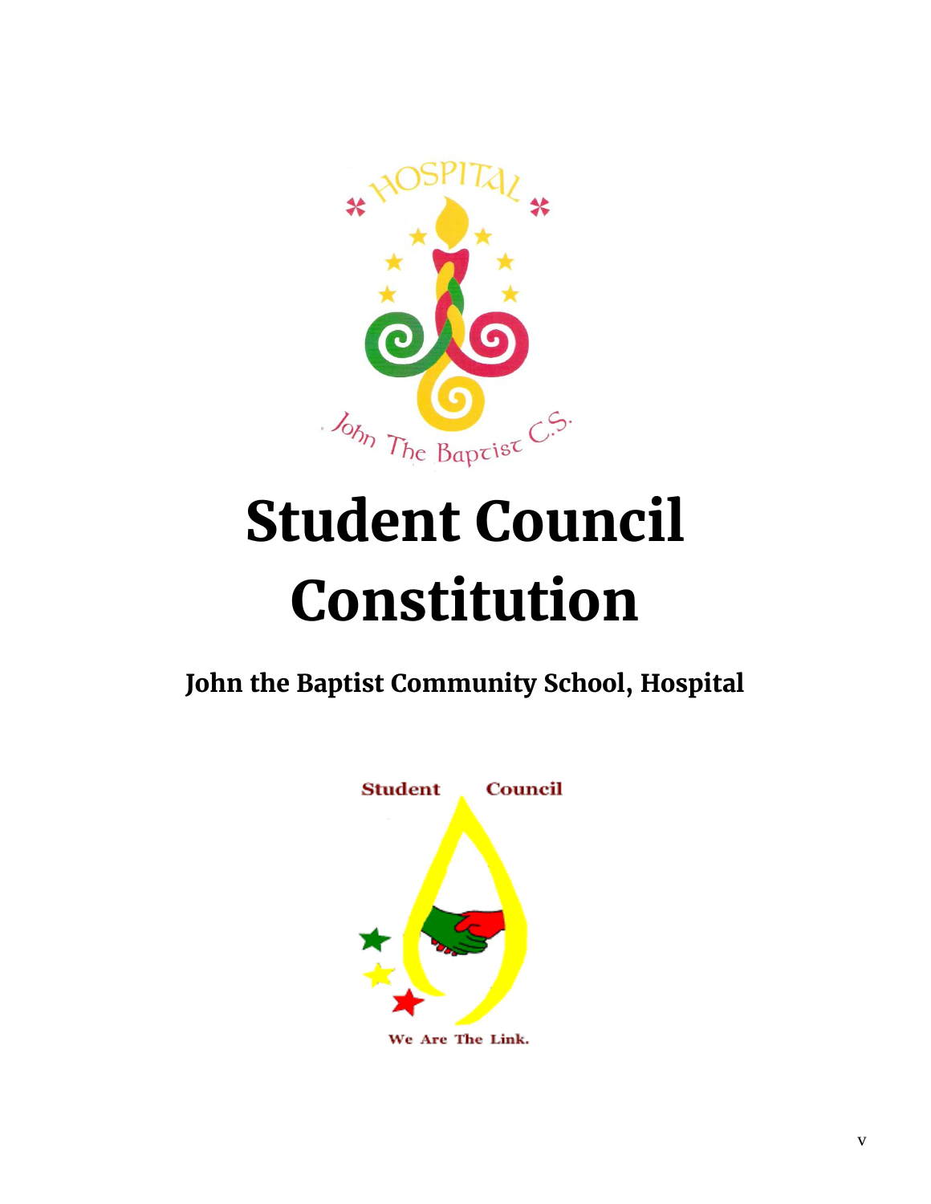# Student Council Constitution

## John the Baptist Community School, Hospital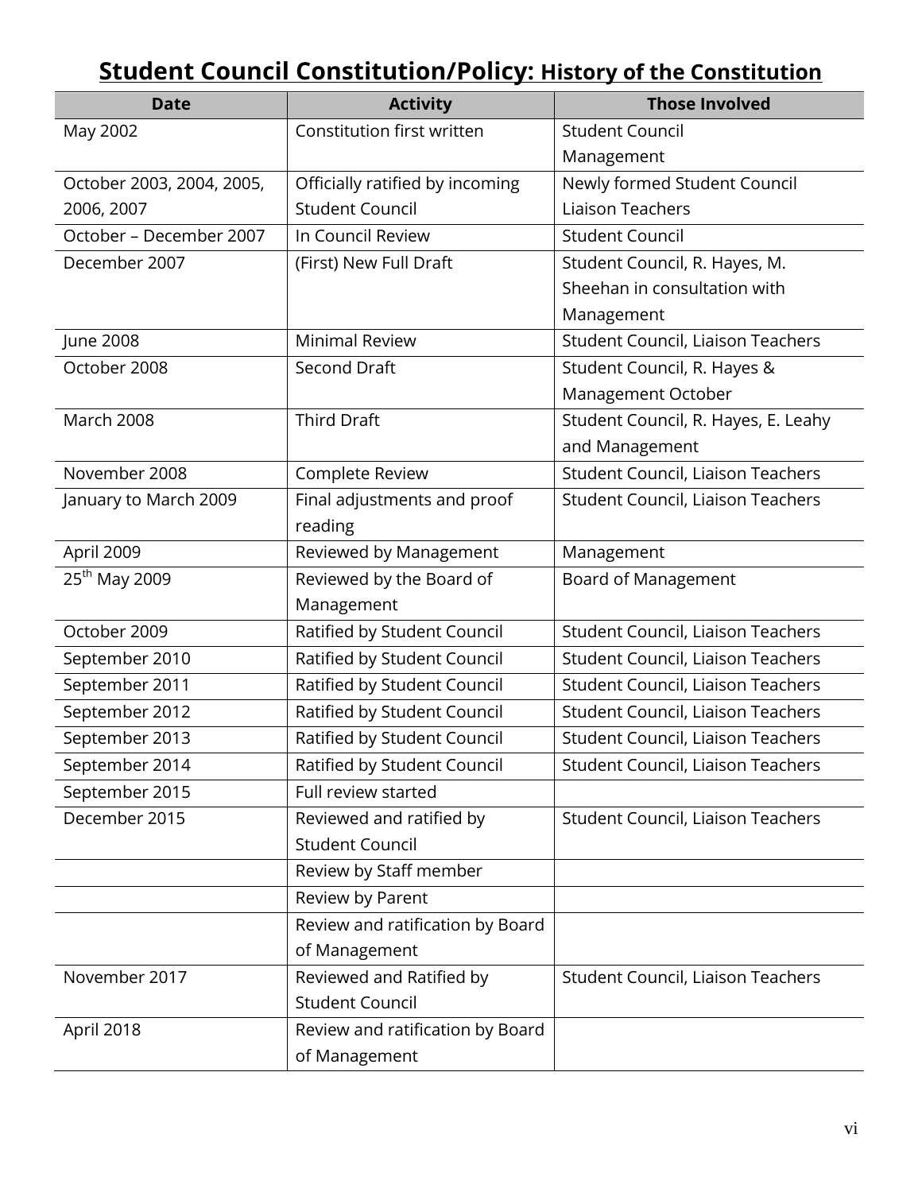# Student Council Constitution/Policy: History of the Constitution

| Date | Activity | Those Involved |
|---|---|---|
| May 2002 | Constitution first written | Student Council Management |
| October 2003, 2004, 2005, 2006, 2007 | Officially ratified by incoming Student Council | Newly formed Student Council Liaison Teachers |
| October – December 2007 | In Council Review | Student Council |
| December 2007 | (First) New Full Draft | Student Council, R. Hayes, M. Sheehan in consultation with Management |
| June 2008 | Minimal Review | Student Council, Liaison Teachers |
| October 2008 | Second Draft | Student Council, R. Hayes & Management October |
| March 2008 | Third Draft | Student Council, R. Hayes, E. Leahy and Management |
| November 2008 | Complete Review | Student Council, Liaison Teachers |
| January to March 2009 | Final adjustments and proof reading | Student Council, Liaison Teachers |
| April 2009 | Reviewed by Management | Management |
| 25th May 2009 | Reviewed by the Board of Management | Board of Management |
| October 2009 | Ratified by Student Council | Student Council, Liaison Teachers |
| September 2010 | Ratified by Student Council | Student Council, Liaison Teachers |
| September 2011 | Ratified by Student Council | Student Council, Liaison Teachers |
| September 2012 | Ratified by Student Council | Student Council, Liaison Teachers |
| September 2013 | Ratified by Student Council | Student Council, Liaison Teachers |
| September 2014 | Ratified by Student Council | Student Council, Liaison Teachers |
| September 2015 | Full review started | |
| December 2015 | Reviewed and ratified by Student Council | Student Council, Liaison Teachers |
| | Review by Staff member | |
| | Review by Parent | |
| | Review and ratification by Board of Management | |
| November 2017 | Reviewed and Ratified by Student Council | Student Council, Liaison Teachers |
| April 2018 | Review and ratification by Board of Management | |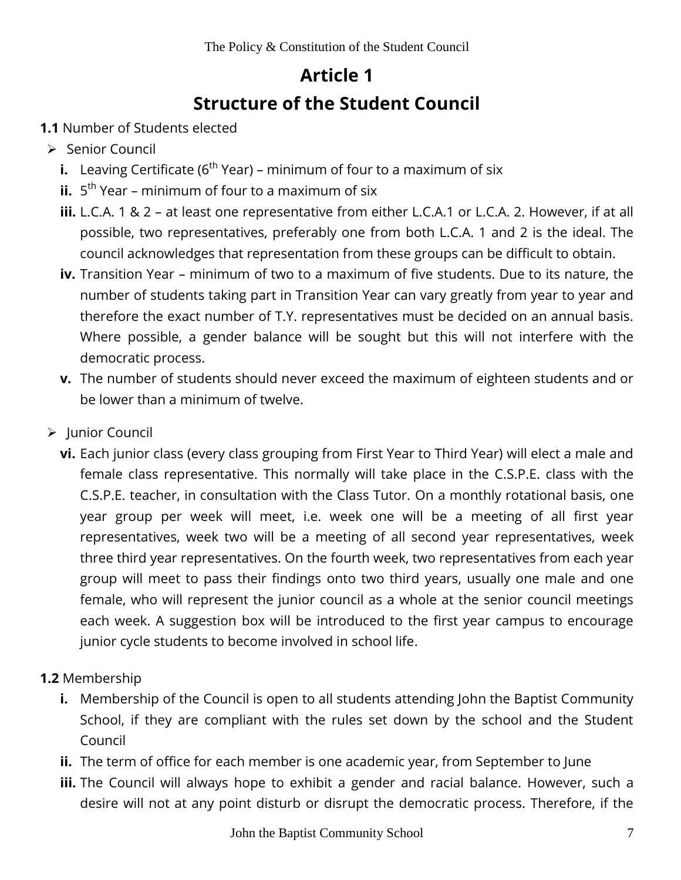# Article 1

## Structure of the Student Council

**1.1** Number of Students elected

- Senior Council
  - **i.** Leaving Certificate ($6^{th}$ Year) – minimum of four to a maximum of six
  - **ii.** $5^{th}$ Year – minimum of four to a maximum of six
  - **iii.** L.C.A. 1 & 2 – at least one representative from either L.C.A.1 or L.C.A. 2. However, if at all possible, two representatives, preferably one from both L.C.A. 1 and 2 is the ideal. The council acknowledges that representation from these groups can be difficult to obtain.
  - **iv.** Transition Year – minimum of two to a maximum of five students. Due to its nature, the number of students taking part in Transition Year can vary greatly from year to year and therefore the exact number of T.Y. representatives must be decided on an annual basis. Where possible, a gender balance will be sought but this will not interfere with the democratic process.
  - **v.** The number of students should never exceed the maximum of eighteen students and or be lower than a minimum of twelve.

- Junior Council
  - **vi.** Each junior class (every class grouping from First Year to Third Year) will elect a male and female class representative. This normally will take place in the C.S.P.E. class with the C.S.P.E. teacher, in consultation with the Class Tutor. On a monthly rotational basis, one year group per week will meet, i.e. week one will be a meeting of all first year representatives, week two will be a meeting of all second year representatives, week three third year representatives. On the fourth week, two representatives from each year group will meet to pass their findings onto two third years, usually one male and one female, who will represent the junior council as a whole at the senior council meetings each week. A suggestion box will be introduced to the first year campus to encourage junior cycle students to become involved in school life.

**1.2** Membership

- **i.** Membership of the Council is open to all students attending John the Baptist Community School, if they are compliant with the rules set down by the school and the Student Council
- **ii.** The term of office for each member is one academic year, from September to June
- **iii.** The Council will always hope to exhibit a gender and racial balance. However, such a desire will not at any point disturb or disrupt the democratic process. Therefore, if the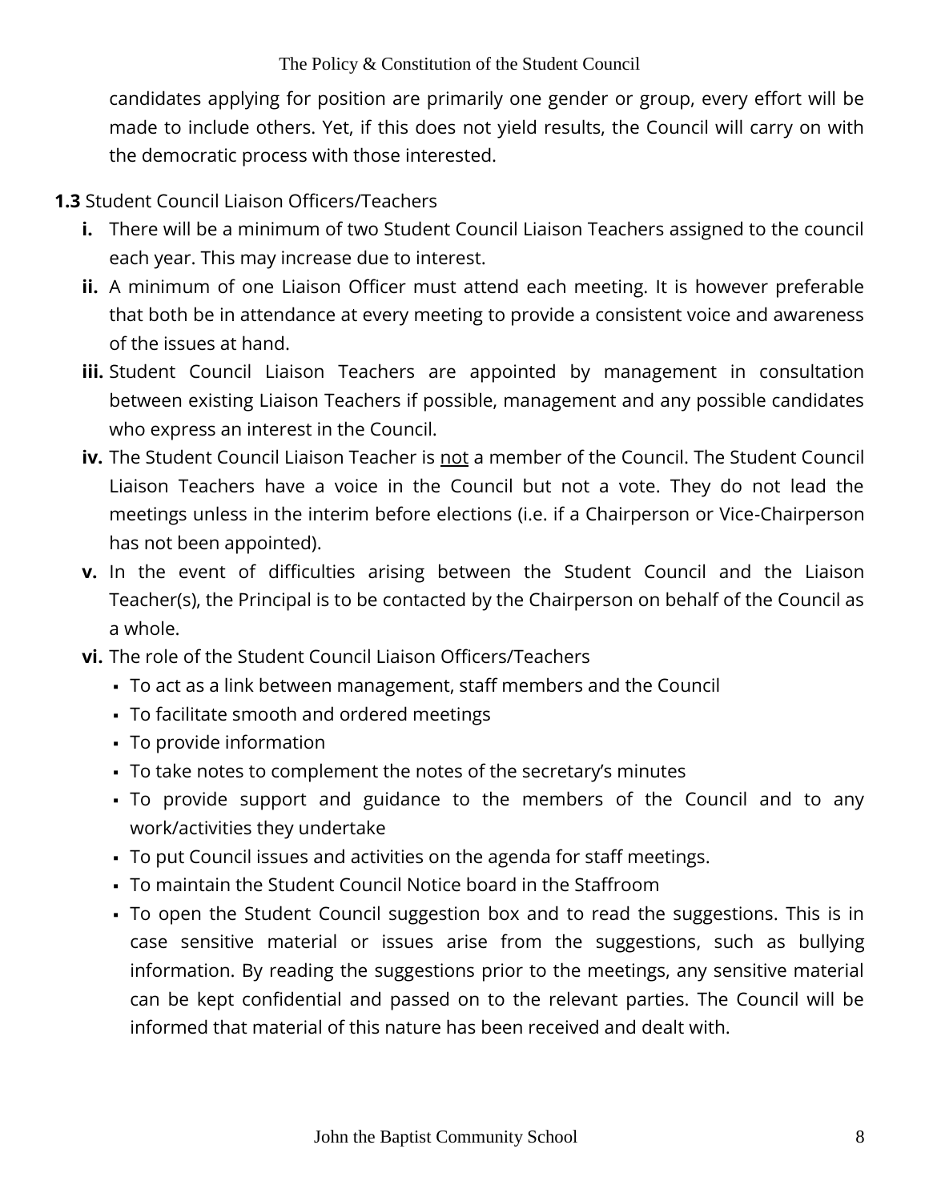candidates applying for position are primarily one gender or group, every effort will be made to include others. Yet, if this does not yield results, the Council will carry on with the democratic process with those interested.

**1.3** Student Council Liaison Officers/Teachers

- **i.** There will be a minimum of two Student Council Liaison Teachers assigned to the council each year. This may increase due to interest.
- **ii.** A minimum of one Liaison Officer must attend each meeting. It is however preferable that both be in attendance at every meeting to provide a consistent voice and awareness of the issues at hand.
- **iii.** Student Council Liaison Teachers are appointed by management in consultation between existing Liaison Teachers if possible, management and any possible candidates who express an interest in the Council.
- **iv.** The Student Council Liaison Teacher is <u>not</u> a member of the Council. The Student Council Liaison Teachers have a voice in the Council but not a vote. They do not lead the meetings unless in the interim before elections (i.e. if a Chairperson or Vice-Chairperson has not been appointed).
- **v.** In the event of difficulties arising between the Student Council and the Liaison Teacher(s), the Principal is to be contacted by the Chairperson on behalf of the Council as a whole.
- **vi.** The role of the Student Council Liaison Officers/Teachers
  - To act as a link between management, staff members and the Council
  - To facilitate smooth and ordered meetings
  - To provide information
  - To take notes to complement the notes of the secretary's minutes
  - To provide support and guidance to the members of the Council and to any work/activities they undertake
  - To put Council issues and activities on the agenda for staff meetings.
  - To maintain the Student Council Notice board in the Staffroom
  - To open the Student Council suggestion box and to read the suggestions. This is in case sensitive material or issues arise from the suggestions, such as bullying information. By reading the suggestions prior to the meetings, any sensitive material can be kept confidential and passed on to the relevant parties. The Council will be informed that material of this nature has been received and dealt with.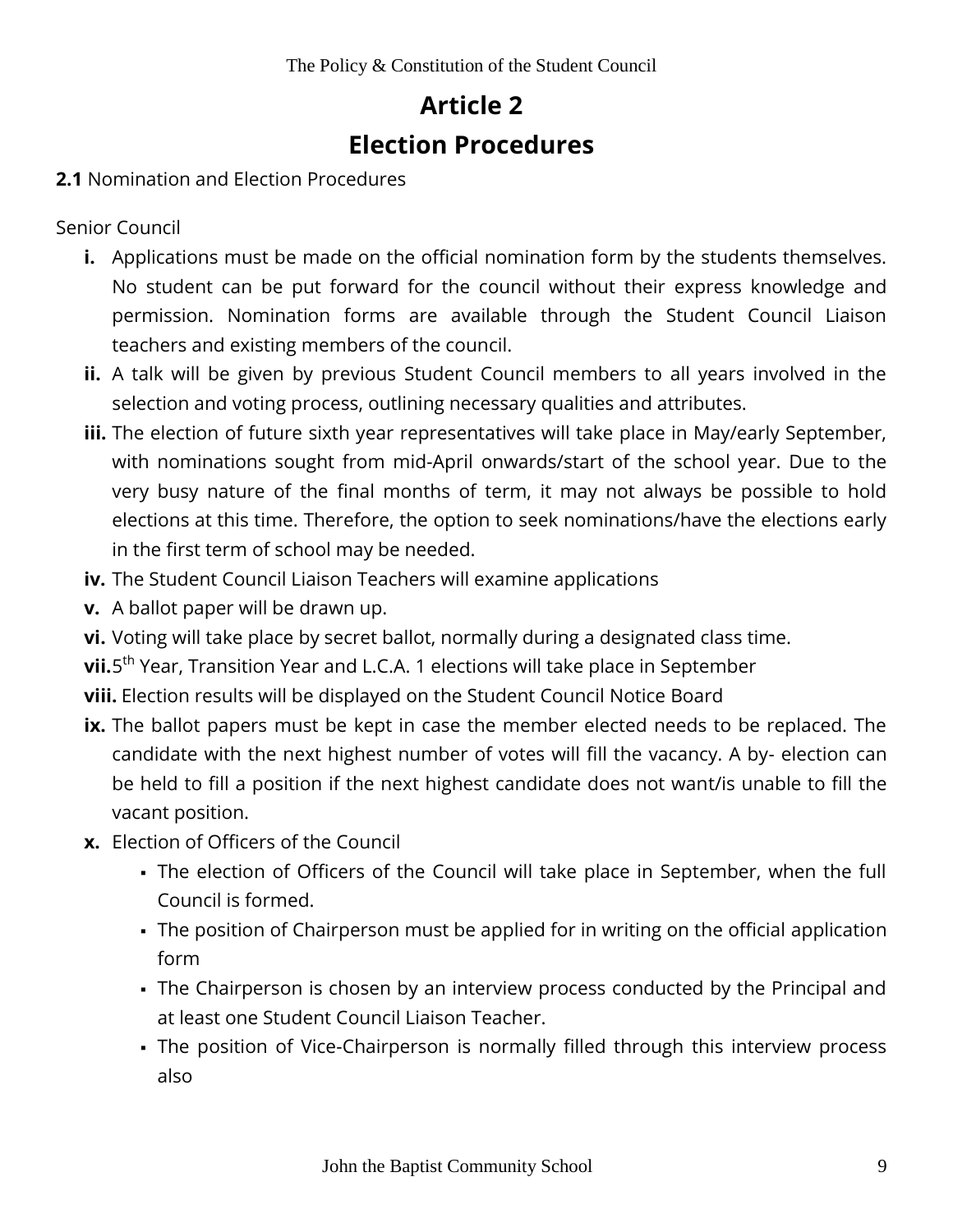# Article 2

# Election Procedures

**2.1** Nomination and Election Procedures

Senior Council

- **i.** Applications must be made on the official nomination form by the students themselves. No student can be put forward for the council without their express knowledge and permission. Nomination forms are available through the Student Council Liaison teachers and existing members of the council.
- **ii.** A talk will be given by previous Student Council members to all years involved in the selection and voting process, outlining necessary qualities and attributes.
- **iii.** The election of future sixth year representatives will take place in May/early September, with nominations sought from mid-April onwards/start of the school year. Due to the very busy nature of the final months of term, it may not always be possible to hold elections at this time. Therefore, the option to seek nominations/have the elections early in the first term of school may be needed.
- **iv.** The Student Council Liaison Teachers will examine applications
- **v.** A ballot paper will be drawn up.
- **vi.** Voting will take place by secret ballot, normally during a designated class time.
- **vii.** 5th Year, Transition Year and L.C.A. 1 elections will take place in September
- **viii.** Election results will be displayed on the Student Council Notice Board
- **ix.** The ballot papers must be kept in case the member elected needs to be replaced. The candidate with the next highest number of votes will fill the vacancy. A by- election can be held to fill a position if the next highest candidate does not want/is unable to fill the vacant position.
- **x.** Election of Officers of the Council
  - The election of Officers of the Council will take place in September, when the full Council is formed.
  - The position of Chairperson must be applied for in writing on the official application form
  - The Chairperson is chosen by an interview process conducted by the Principal and at least one Student Council Liaison Teacher.
  - The position of Vice-Chairperson is normally filled through this interview process also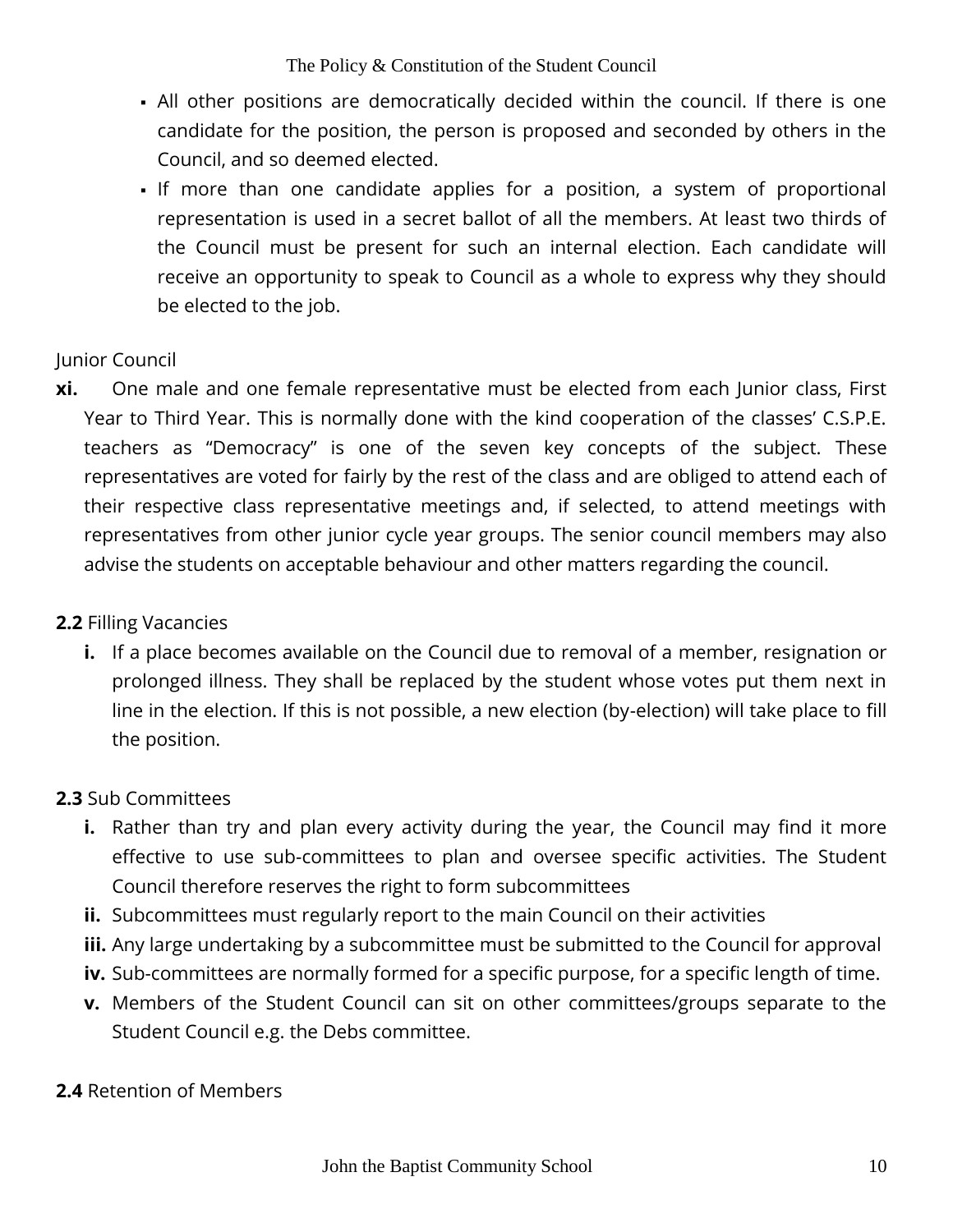- All other positions are democratically decided within the council. If there is one candidate for the position, the person is proposed and seconded by others in the Council, and so deemed elected.
- If more than one candidate applies for a position, a system of proportional representation is used in a secret ballot of all the members. At least two thirds of the Council must be present for such an internal election. Each candidate will receive an opportunity to speak to Council as a whole to express why they should be elected to the job.

Junior Council

**xi.** One male and one female representative must be elected from each Junior class, First Year to Third Year. This is normally done with the kind cooperation of the classes' C.S.P.E. teachers as "Democracy" is one of the seven key concepts of the subject. These representatives are voted for fairly by the rest of the class and are obliged to attend each of their respective class representative meetings and, if selected, to attend meetings with representatives from other junior cycle year groups. The senior council members may also advise the students on acceptable behaviour and other matters regarding the council.

**2.2** Filling Vacancies

**i.** If a place becomes available on the Council due to removal of a member, resignation or prolonged illness. They shall be replaced by the student whose votes put them next in line in the election. If this is not possible, a new election (by-election) will take place to fill the position.

**2.3** Sub Committees

**i.** Rather than try and plan every activity during the year, the Council may find it more effective to use sub-committees to plan and oversee specific activities. The Student Council therefore reserves the right to form subcommittees

**ii.** Subcommittees must regularly report to the main Council on their activities

**iii.** Any large undertaking by a subcommittee must be submitted to the Council for approval

**iv.** Sub-committees are normally formed for a specific purpose, for a specific length of time.

**v.** Members of the Student Council can sit on other committees/groups separate to the Student Council e.g. the Debs committee.

**2.4** Retention of Members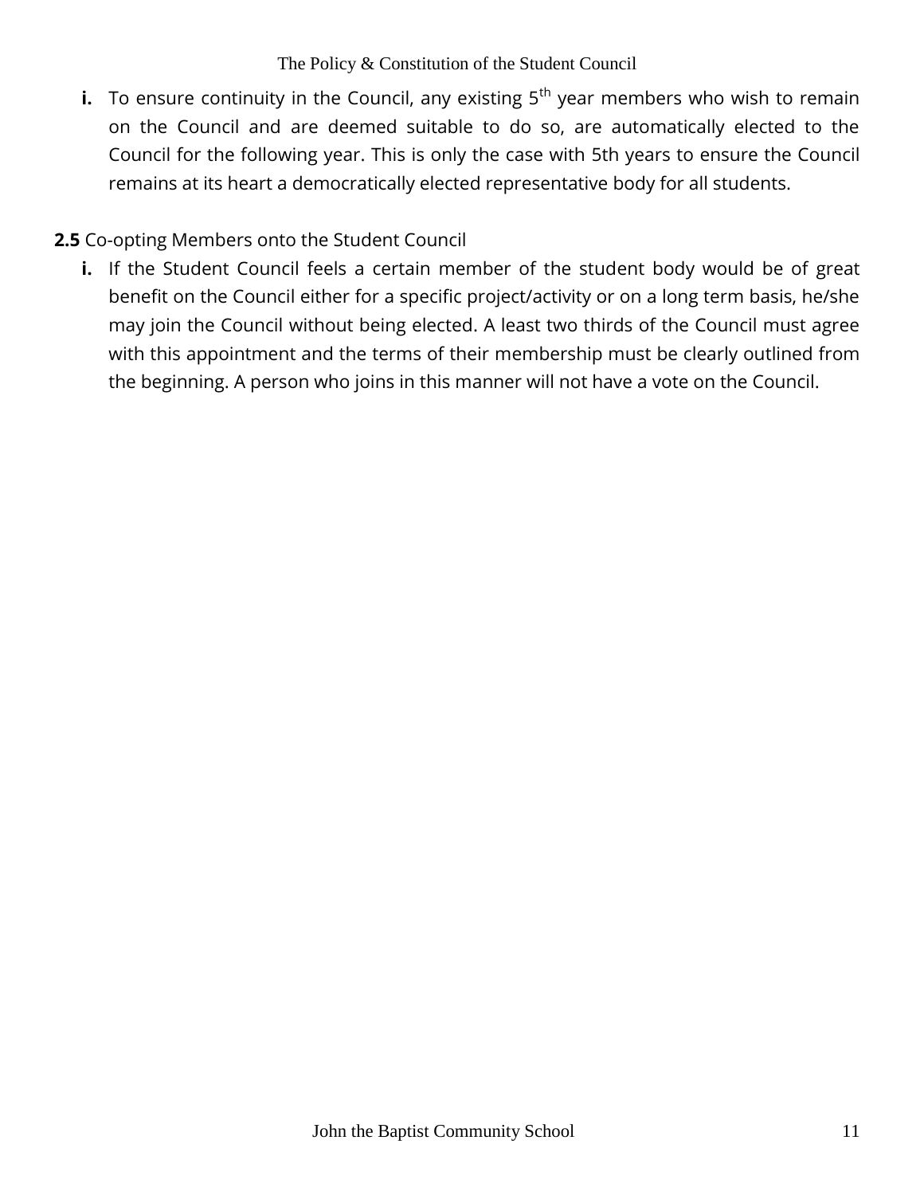**i.** To ensure continuity in the Council, any existing 5th year members who wish to remain on the Council and are deemed suitable to do so, are automatically elected to the Council for the following year. This is only the case with 5th years to ensure the Council remains at its heart a democratically elected representative body for all students.

**2.5** Co-opting Members onto the Student Council

**i.** If the Student Council feels a certain member of the student body would be of great benefit on the Council either for a specific project/activity or on a long term basis, he/she may join the Council without being elected. A least two thirds of the Council must agree with this appointment and the terms of their membership must be clearly outlined from the beginning. A person who joins in this manner will not have a vote on the Council.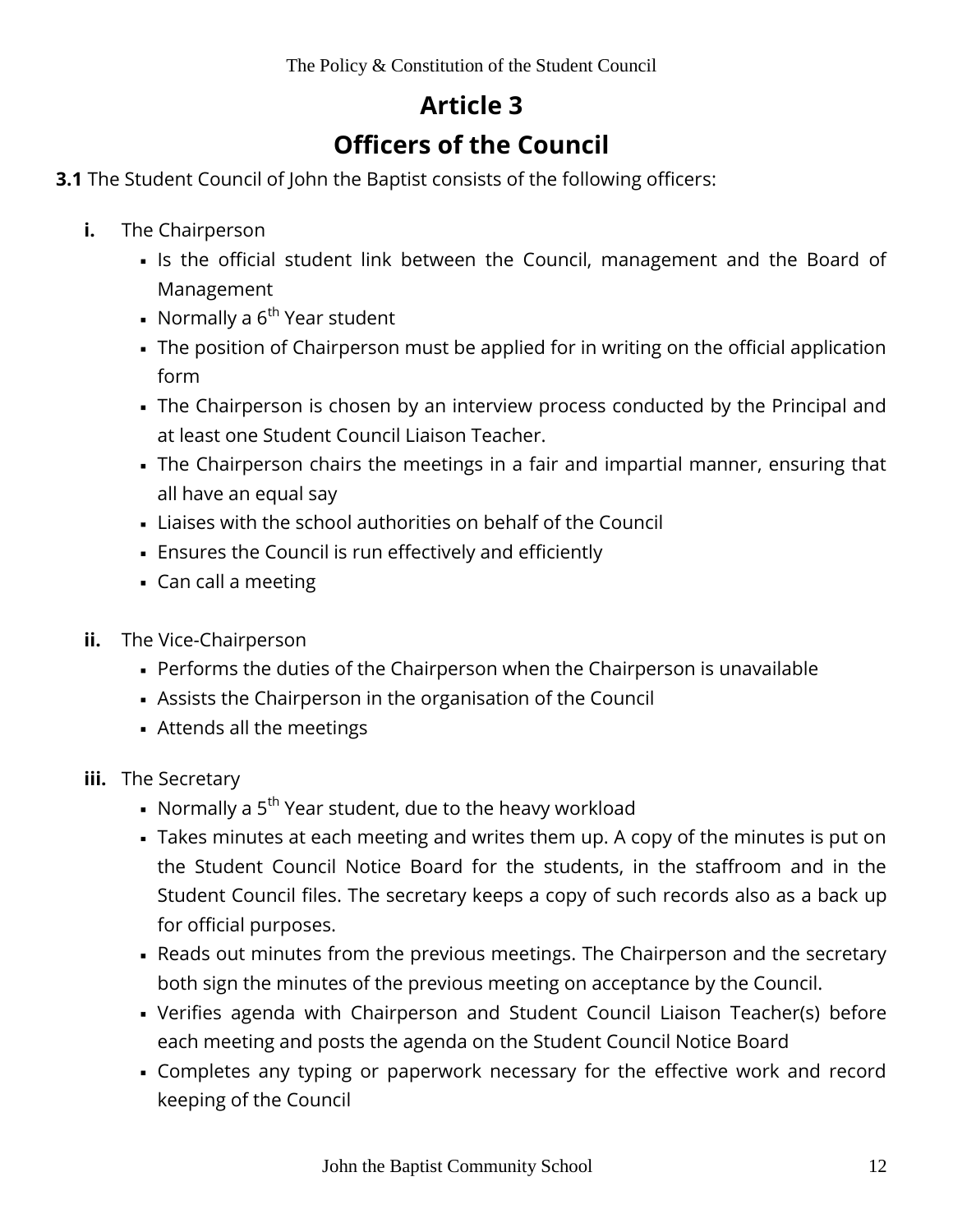# Article 3

# Officers of the Council

**3.1** The Student Council of John the Baptist consists of the following officers:

**i.** The Chairperson

- Is the official student link between the Council, management and the Board of Management
- Normally a 6th Year student
- The position of Chairperson must be applied for in writing on the official application form
- The Chairperson is chosen by an interview process conducted by the Principal and at least one Student Council Liaison Teacher.
- The Chairperson chairs the meetings in a fair and impartial manner, ensuring that all have an equal say
- Liaises with the school authorities on behalf of the Council
- Ensures the Council is run effectively and efficiently
- Can call a meeting

**ii.** The Vice-Chairperson

- Performs the duties of the Chairperson when the Chairperson is unavailable
- Assists the Chairperson in the organisation of the Council
- Attends all the meetings

**iii.** The Secretary

- Normally a 5th Year student, due to the heavy workload
- Takes minutes at each meeting and writes them up. A copy of the minutes is put on the Student Council Notice Board for the students, in the staffroom and in the Student Council files. The secretary keeps a copy of such records also as a back up for official purposes.
- Reads out minutes from the previous meetings. The Chairperson and the secretary both sign the minutes of the previous meeting on acceptance by the Council.
- Verifies agenda with Chairperson and Student Council Liaison Teacher(s) before each meeting and posts the agenda on the Student Council Notice Board
- Completes any typing or paperwork necessary for the effective work and record keeping of the Council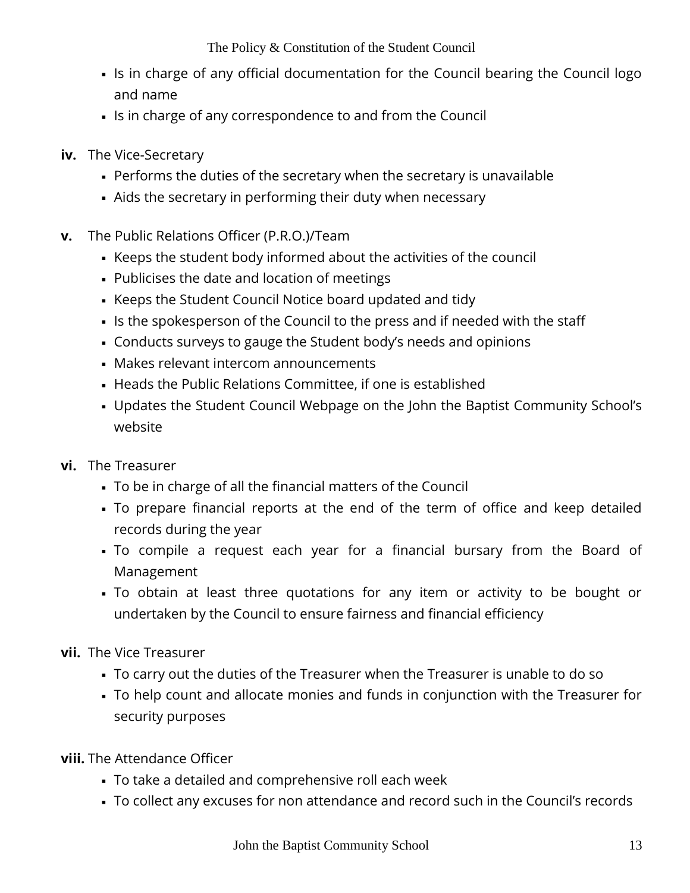- Is in charge of any official documentation for the Council bearing the Council logo and name
- Is in charge of any correspondence to and from the Council

**iv.** The Vice-Secretary

- Performs the duties of the secretary when the secretary is unavailable
- Aids the secretary in performing their duty when necessary

**v.** The Public Relations Officer (P.R.O.)/Team

- Keeps the student body informed about the activities of the council
- Publicises the date and location of meetings
- Keeps the Student Council Notice board updated and tidy
- Is the spokesperson of the Council to the press and if needed with the staff
- Conducts surveys to gauge the Student body's needs and opinions
- Makes relevant intercom announcements
- Heads the Public Relations Committee, if one is established
- Updates the Student Council Webpage on the John the Baptist Community School's website

**vi.** The Treasurer

- To be in charge of all the financial matters of the Council
- To prepare financial reports at the end of the term of office and keep detailed records during the year
- To compile a request each year for a financial bursary from the Board of Management
- To obtain at least three quotations for any item or activity to be bought or undertaken by the Council to ensure fairness and financial efficiency

**vii.** The Vice Treasurer

- To carry out the duties of the Treasurer when the Treasurer is unable to do so
- To help count and allocate monies and funds in conjunction with the Treasurer for security purposes

**viii.** The Attendance Officer

- To take a detailed and comprehensive roll each week
- To collect any excuses for non attendance and record such in the Council's records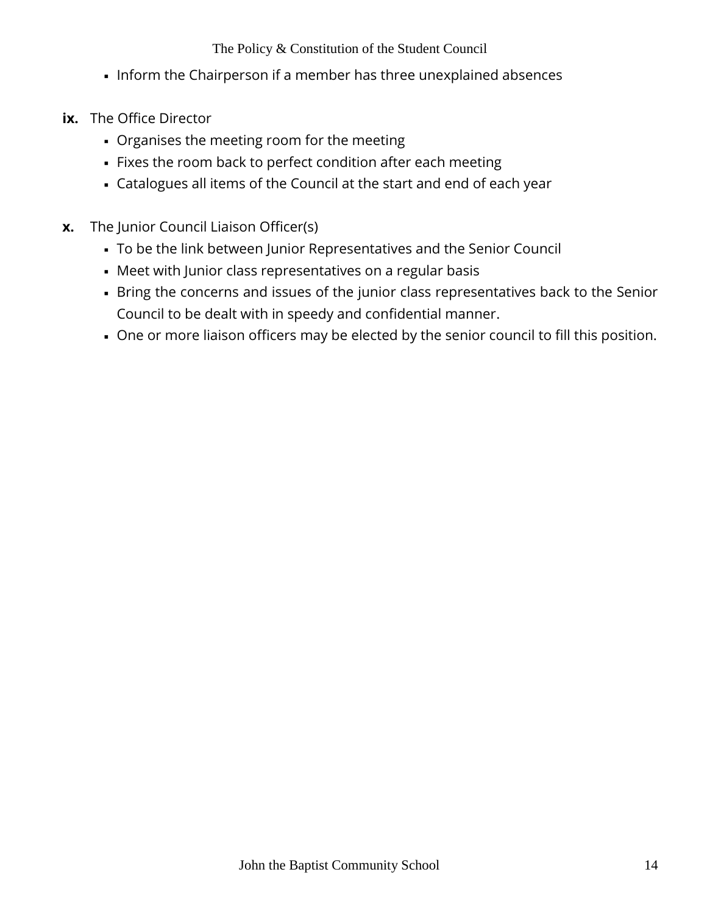- Inform the Chairperson if a member has three unexplained absences

**ix.** The Office Director

- Organises the meeting room for the meeting
- Fixes the room back to perfect condition after each meeting
- Catalogues all items of the Council at the start and end of each year

**x.** The Junior Council Liaison Officer(s)

- To be the link between Junior Representatives and the Senior Council
- Meet with Junior class representatives on a regular basis
- Bring the concerns and issues of the junior class representatives back to the Senior Council to be dealt with in speedy and confidential manner.
- One or more liaison officers may be elected by the senior council to fill this position.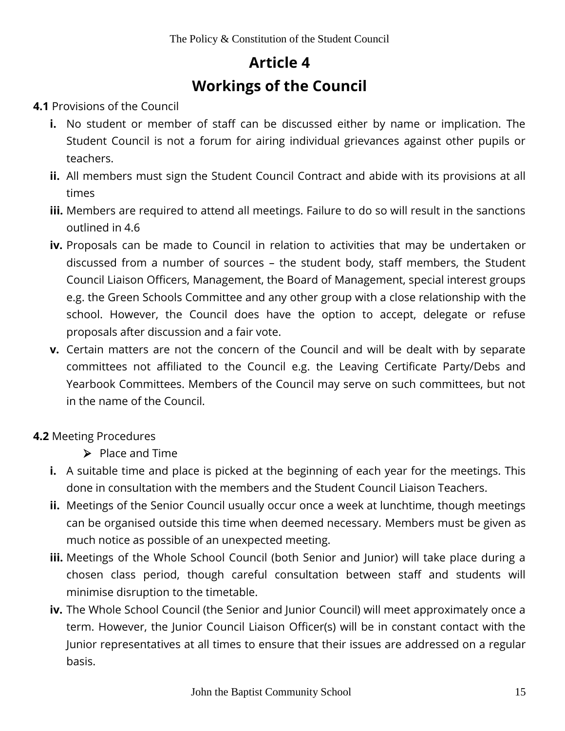# Article 4

# Workings of the Council

**4.1** Provisions of the Council

- **i.** No student or member of staff can be discussed either by name or implication. The Student Council is not a forum for airing individual grievances against other pupils or teachers.
- **ii.** All members must sign the Student Council Contract and abide with its provisions at all times
- **iii.** Members are required to attend all meetings. Failure to do so will result in the sanctions outlined in 4.6
- **iv.** Proposals can be made to Council in relation to activities that may be undertaken or discussed from a number of sources – the student body, staff members, the Student Council Liaison Officers, Management, the Board of Management, special interest groups e.g. the Green Schools Committee and any other group with a close relationship with the school. However, the Council does have the option to accept, delegate or refuse proposals after discussion and a fair vote.
- **v.** Certain matters are not the concern of the Council and will be dealt with by separate committees not affiliated to the Council e.g. the Leaving Certificate Party/Debs and Yearbook Committees. Members of the Council may serve on such committees, but not in the name of the Council.

**4.2** Meeting Procedures

- ➢ Place and Time

- **i.** A suitable time and place is picked at the beginning of each year for the meetings. This done in consultation with the members and the Student Council Liaison Teachers.
- **ii.** Meetings of the Senior Council usually occur once a week at lunchtime, though meetings can be organised outside this time when deemed necessary. Members must be given as much notice as possible of an unexpected meeting.
- **iii.** Meetings of the Whole School Council (both Senior and Junior) will take place during a chosen class period, though careful consultation between staff and students will minimise disruption to the timetable.
- **iv.** The Whole School Council (the Senior and Junior Council) will meet approximately once a term. However, the Junior Council Liaison Officer(s) will be in constant contact with the Junior representatives at all times to ensure that their issues are addressed on a regular basis.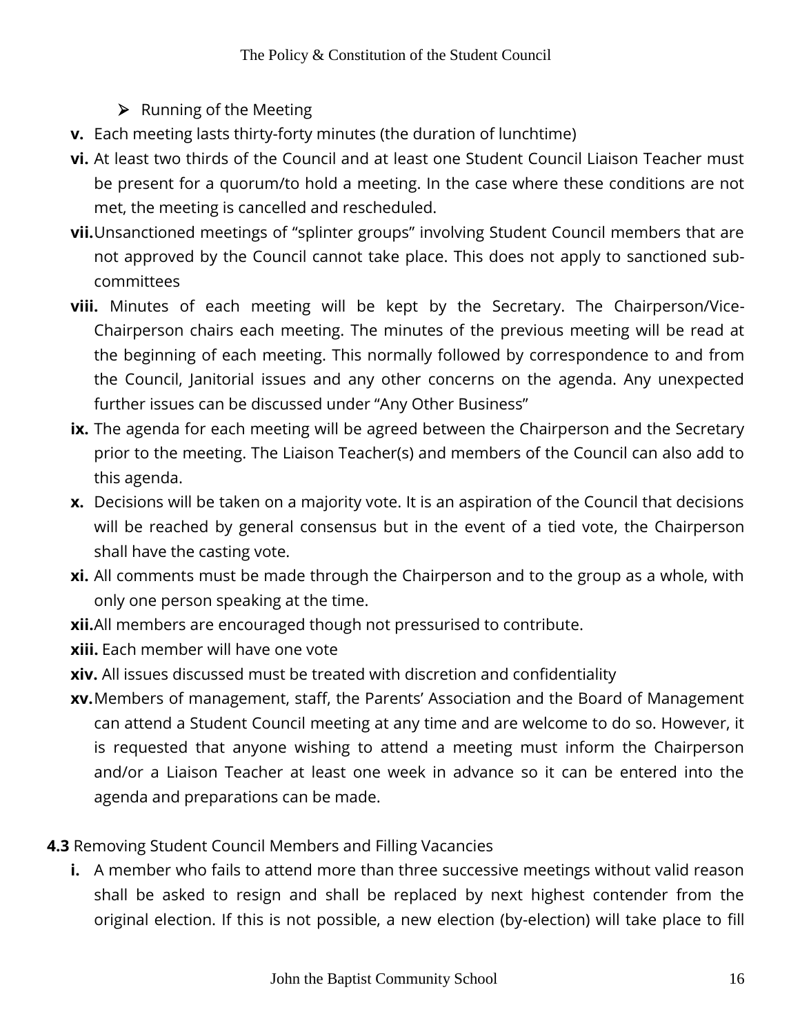- ➢ Running of the Meeting

**v.** Each meeting lasts thirty-forty minutes (the duration of lunchtime)

**vi.** At least two thirds of the Council and at least one Student Council Liaison Teacher must be present for a quorum/to hold a meeting. In the case where these conditions are not met, the meeting is cancelled and rescheduled.

**vii.** Unsanctioned meetings of "splinter groups" involving Student Council members that are not approved by the Council cannot take place. This does not apply to sanctioned sub-committees

**viii.** Minutes of each meeting will be kept by the Secretary. The Chairperson/Vice-Chairperson chairs each meeting. The minutes of the previous meeting will be read at the beginning of each meeting. This normally followed by correspondence to and from the Council, Janitorial issues and any other concerns on the agenda. Any unexpected further issues can be discussed under "Any Other Business"

**ix.** The agenda for each meeting will be agreed between the Chairperson and the Secretary prior to the meeting. The Liaison Teacher(s) and members of the Council can also add to this agenda.

**x.** Decisions will be taken on a majority vote. It is an aspiration of the Council that decisions will be reached by general consensus but in the event of a tied vote, the Chairperson shall have the casting vote.

**xi.** All comments must be made through the Chairperson and to the group as a whole, with only one person speaking at the time.

**xii.** All members are encouraged though not pressurised to contribute.

**xiii.** Each member will have one vote

**xiv.** All issues discussed must be treated with discretion and confidentiality

**xv.** Members of management, staff, the Parents' Association and the Board of Management can attend a Student Council meeting at any time and are welcome to do so. However, it is requested that anyone wishing to attend a meeting must inform the Chairperson and/or a Liaison Teacher at least one week in advance so it can be entered into the agenda and preparations can be made.

**4.3** Removing Student Council Members and Filling Vacancies

**i.** A member who fails to attend more than three successive meetings without valid reason shall be asked to resign and shall be replaced by next highest contender from the original election. If this is not possible, a new election (by-election) will take place to fill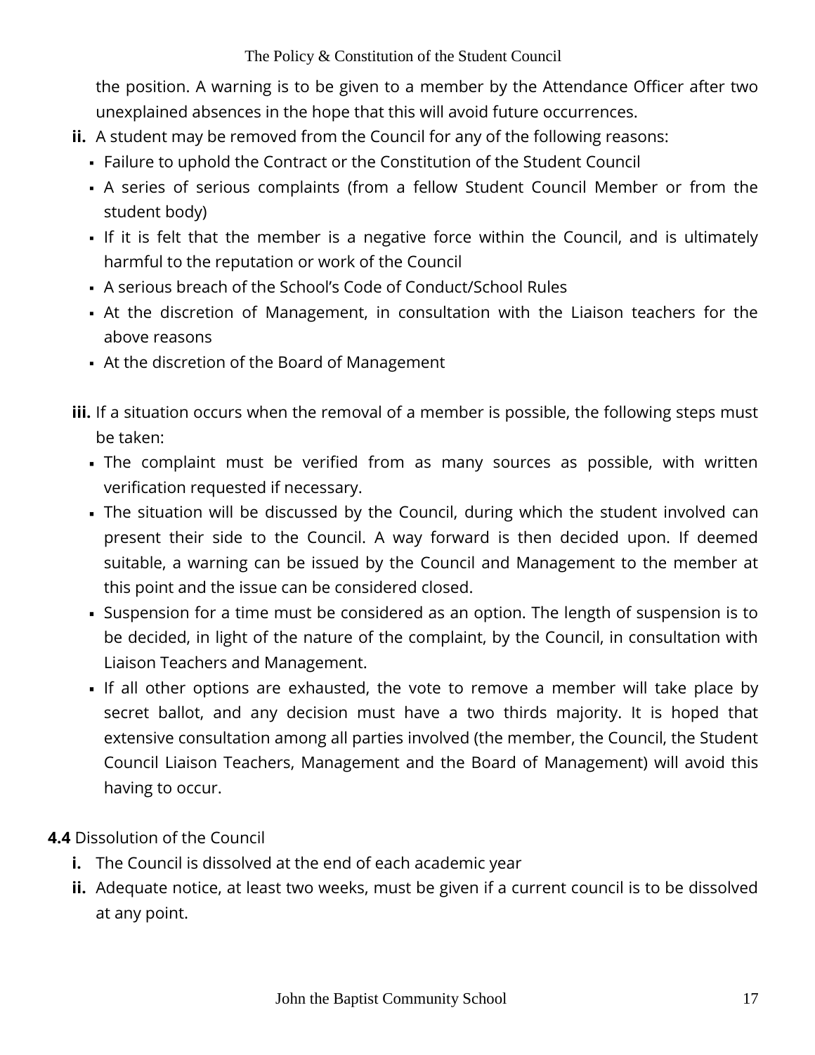the position. A warning is to be given to a member by the Attendance Officer after two unexplained absences in the hope that this will avoid future occurrences.

**ii.** A student may be removed from the Council for any of the following reasons:

- Failure to uphold the Contract or the Constitution of the Student Council
- A series of serious complaints (from a fellow Student Council Member or from the student body)
- If it is felt that the member is a negative force within the Council, and is ultimately harmful to the reputation or work of the Council
- A serious breach of the School's Code of Conduct/School Rules
- At the discretion of Management, in consultation with the Liaison teachers for the above reasons
- At the discretion of the Board of Management

**iii.** If a situation occurs when the removal of a member is possible, the following steps must be taken:

- The complaint must be verified from as many sources as possible, with written verification requested if necessary.
- The situation will be discussed by the Council, during which the student involved can present their side to the Council. A way forward is then decided upon. If deemed suitable, a warning can be issued by the Council and Management to the member at this point and the issue can be considered closed.
- Suspension for a time must be considered as an option. The length of suspension is to be decided, in light of the nature of the complaint, by the Council, in consultation with Liaison Teachers and Management.
- If all other options are exhausted, the vote to remove a member will take place by secret ballot, and any decision must have a two thirds majority. It is hoped that extensive consultation among all parties involved (the member, the Council, the Student Council Liaison Teachers, Management and the Board of Management) will avoid this having to occur.

**4.4** Dissolution of the Council

**i.** The Council is dissolved at the end of each academic year

**ii.** Adequate notice, at least two weeks, must be given if a current council is to be dissolved at any point.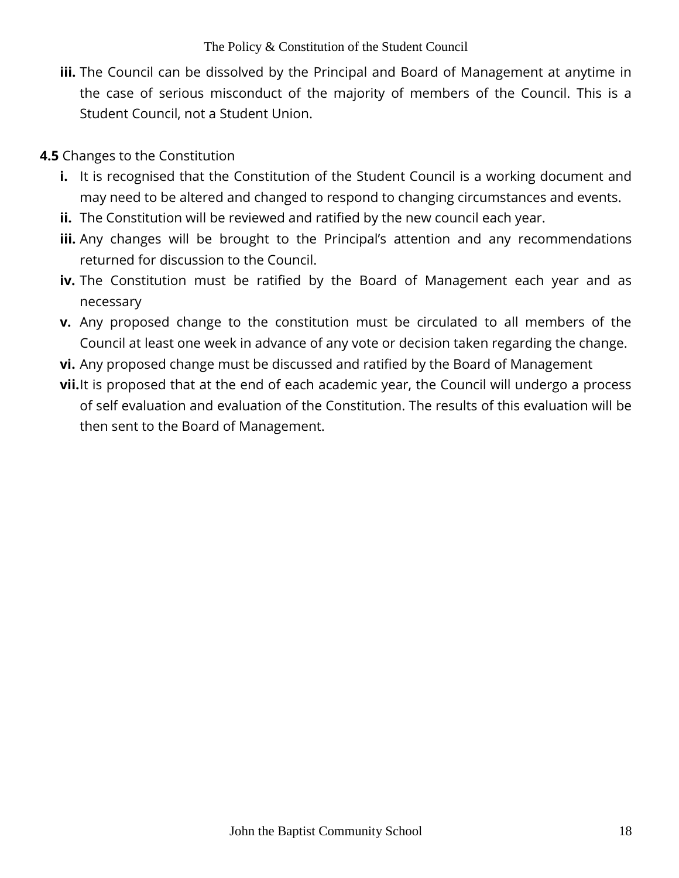**iii.** The Council can be dissolved by the Principal and Board of Management at anytime in the case of serious misconduct of the majority of members of the Council. This is a Student Council, not a Student Union.

**4.5** Changes to the Constitution

**i.** It is recognised that the Constitution of the Student Council is a working document and may need to be altered and changed to respond to changing circumstances and events.

**ii.** The Constitution will be reviewed and ratified by the new council each year.

**iii.** Any changes will be brought to the Principal's attention and any recommendations returned for discussion to the Council.

**iv.** The Constitution must be ratified by the Board of Management each year and as necessary

**v.** Any proposed change to the constitution must be circulated to all members of the Council at least one week in advance of any vote or decision taken regarding the change.

**vi.** Any proposed change must be discussed and ratified by the Board of Management

**vii.** It is proposed that at the end of each academic year, the Council will undergo a process of self evaluation and evaluation of the Constitution. The results of this evaluation will be then sent to the Board of Management.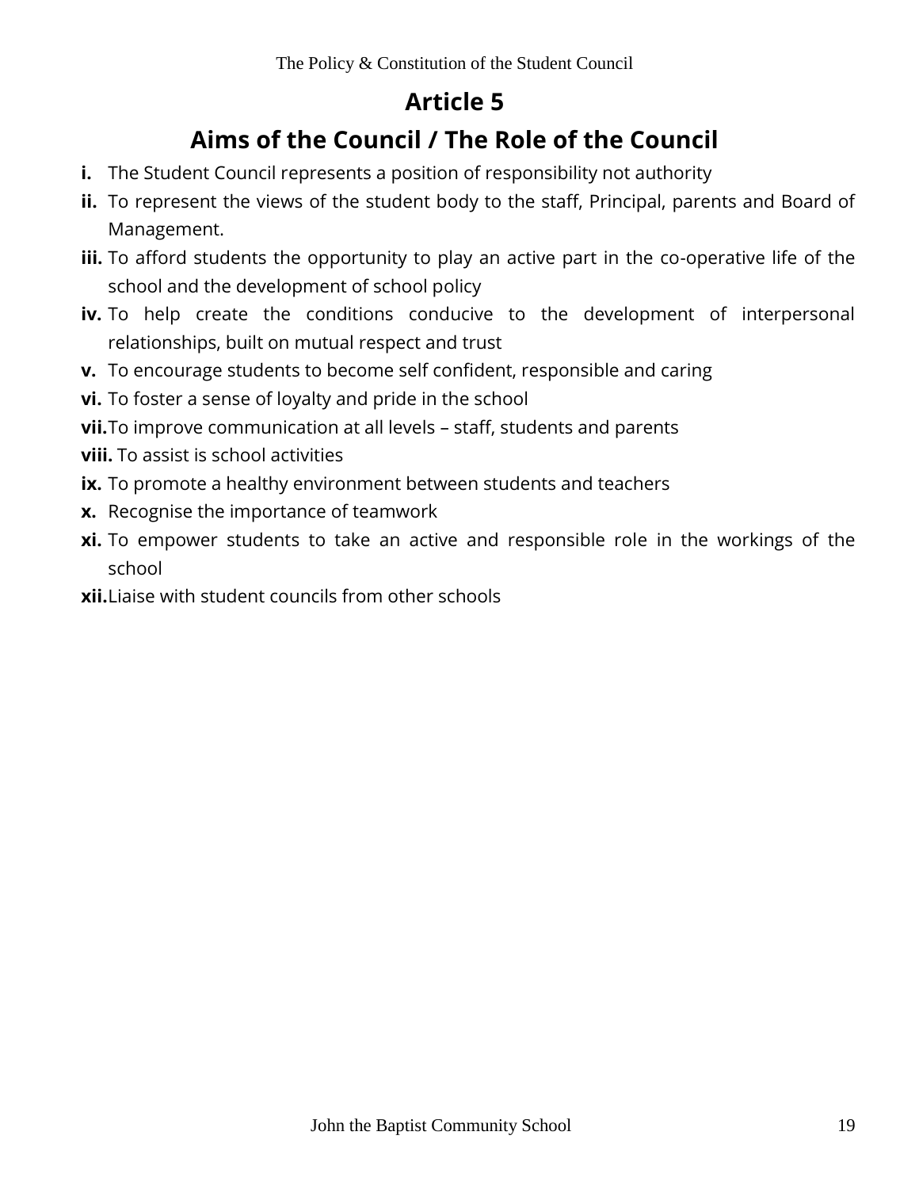# Article 5

## Aims of the Council / The Role of the Council

- **i.** The Student Council represents a position of responsibility not authority
- **ii.** To represent the views of the student body to the staff, Principal, parents and Board of Management.
- **iii.** To afford students the opportunity to play an active part in the co-operative life of the school and the development of school policy
- **iv.** To help create the conditions conducive to the development of interpersonal relationships, built on mutual respect and trust
- **v.** To encourage students to become self confident, responsible and caring
- **vi.** To foster a sense of loyalty and pride in the school
- **vii.** To improve communication at all levels – staff, students and parents
- **viii.** To assist is school activities
- **ix.** To promote a healthy environment between students and teachers
- **x.** Recognise the importance of teamwork
- **xi.** To empower students to take an active and responsible role in the workings of the school
- **xii.** Liaise with student councils from other schools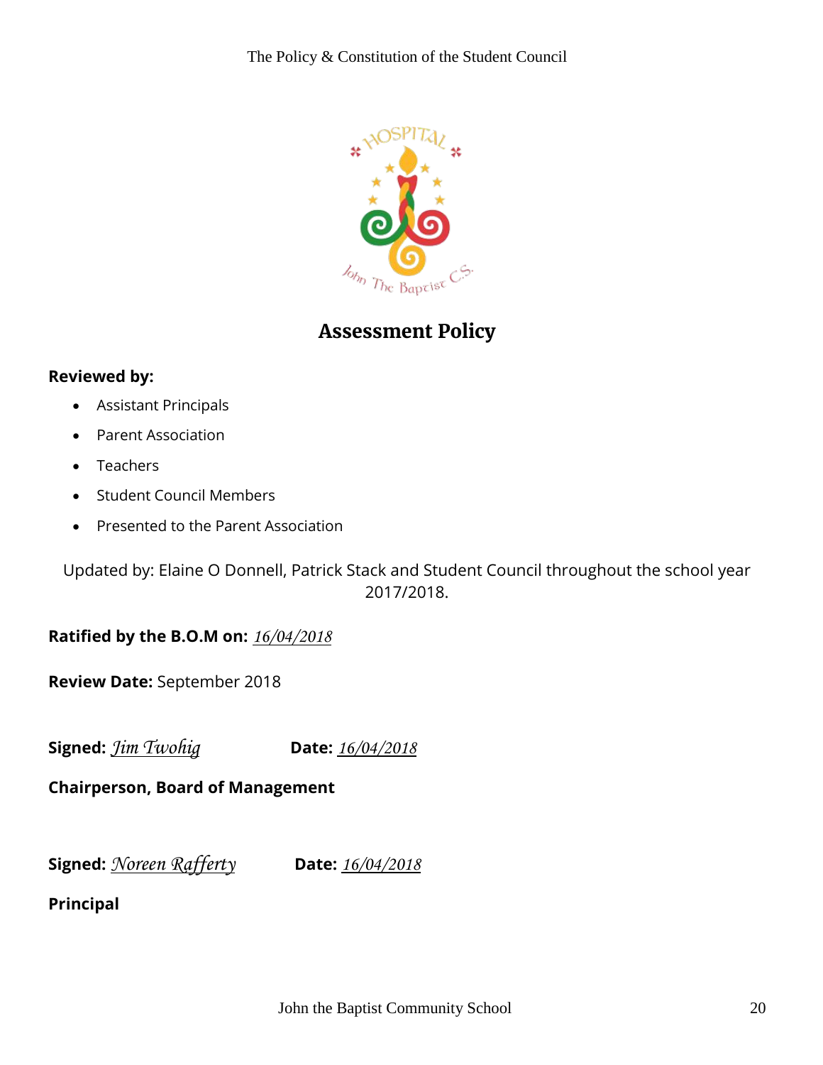# Assessment Policy

**Reviewed by:**

- Assistant Principals
- Parent Association
- Teachers
- Student Council Members
- Presented to the Parent Association

Updated by: Elaine O Donnell, Patrick Stack and Student Council throughout the school year 2017/2018.

**Ratified by the B.O.M on:** *16/04/2018*

**Review Date:** September 2018

**Signed:** *Jim Twohig* **Date:** *16/04/2018*

**Chairperson, Board of Management**

**Signed:** *Noreen Rafferty* **Date:** *16/04/2018*

**Principal**